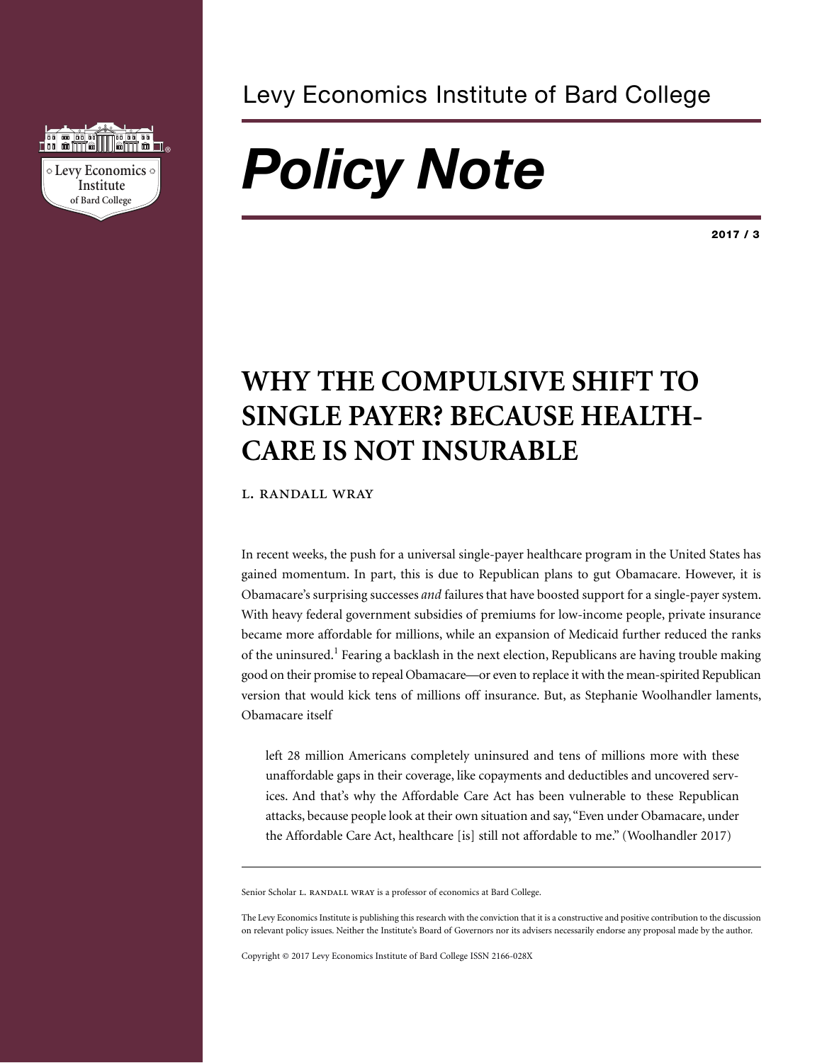Levy Economics Institute of Bard College

# *Policy Note*

**2017 / 3**

## WHY THE COMPULSIVE SHIFT TO SINGLE PAYER? BECAUSE HEALTH-CARE IS NOT INSURABLE

L. RANDALL WRAY

In recent weeks, the push for a universal single-payer healthcare program in the United States has gained momentum. In part, this is due to Republican plans to gut Obamacare. However, it is Obamacare's surprising successes *and* failures that have boosted support for a single-payer system. With heavy federal government subsidies of premiums for low-income people, private insurance became more affordable for millions, while an expansion of Medicaid further reduced the ranks of the uninsured.[1] Fearing a backlash in the next election, Republicans are having trouble making good on their promise to repeal Obamacare—or even to replace it with the mean-spirited Republican version that would kick tens of millions off insurance. But, as Stephanie Woolhandler laments, Obamacare itself

> left 28 million Americans completely uninsured and tens of millions more with these unaffordable gaps in their coverage, like copayments and deductibles and uncovered services. And that's why the Affordable Care Act has been vulnerable to these Republican attacks, because people look at their own situation and say, "Even under Obamacare, under the Affordable Care Act, healthcare [is] still not affordable to me." (Woolhandler 2017)

---

Senior Scholar L. RANDALL WRAY is a professor of economics at Bard College.

The Levy Economics Institute is publishing this research with the conviction that it is a constructive and positive contribution to the discussion on relevant policy issues. Neither the Institute's Board of Governors nor its advisers necessarily endorse any proposal made by the author.

Copyright © 2017 Levy Economics Institute of Bard College ISSN 2166-028X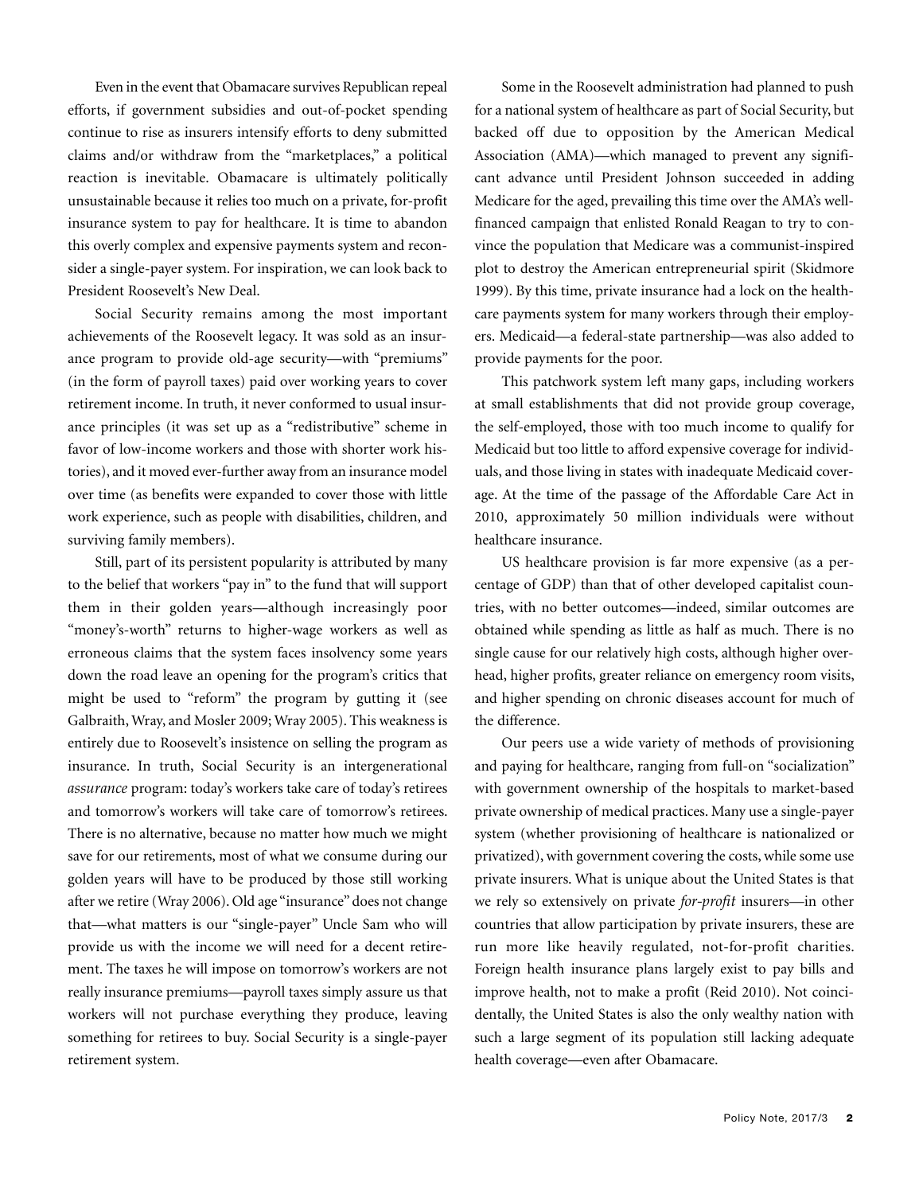Even in the event that Obamacare survives Republican repeal efforts, if government subsidies and out-of-pocket spending continue to rise as insurers intensify efforts to deny submitted claims and/or withdraw from the "marketplaces," a political reaction is inevitable. Obamacare is ultimately politically unsustainable because it relies too much on a private, for-profit insurance system to pay for healthcare. It is time to abandon this overly complex and expensive payments system and reconsider a single-payer system. For inspiration, we can look back to President Roosevelt's New Deal.

Social Security remains among the most important achievements of the Roosevelt legacy. It was sold as an insurance program to provide old-age security—with "premiums" (in the form of payroll taxes) paid over working years to cover retirement income. In truth, it never conformed to usual insurance principles (it was set up as a "redistributive" scheme in favor of low-income workers and those with shorter work histories), and it moved ever-further away from an insurance model over time (as benefits were expanded to cover those with little work experience, such as people with disabilities, children, and surviving family members).

Still, part of its persistent popularity is attributed by many to the belief that workers "pay in" to the fund that will support them in their golden years—although increasingly poor "money's-worth" returns to higher-wage workers as well as erroneous claims that the system faces insolvency some years down the road leave an opening for the program's critics that might be used to "reform" the program by gutting it (see Galbraith, Wray, and Mosler 2009; Wray 2005). This weakness is entirely due to Roosevelt's insistence on selling the program as insurance. In truth, Social Security is an intergenerational *assurance* program: today's workers take care of today's retirees and tomorrow's workers will take care of tomorrow's retirees. There is no alternative, because no matter how much we might save for our retirements, most of what we consume during our golden years will have to be produced by those still working after we retire (Wray 2006). Old age "insurance" does not change that—what matters is our "single-payer" Uncle Sam who will provide us with the income we will need for a decent retirement. The taxes he will impose on tomorrow's workers are not really insurance premiums—payroll taxes simply assure us that workers will not purchase everything they produce, leaving something for retirees to buy. Social Security is a single-payer retirement system.

Some in the Roosevelt administration had planned to push for a national system of healthcare as part of Social Security, but backed off due to opposition by the American Medical Association (AMA)—which managed to prevent any significant advance until President Johnson succeeded in adding Medicare for the aged, prevailing this time over the AMA's well-financed campaign that enlisted Ronald Reagan to try to convince the population that Medicare was a communist-inspired plot to destroy the American entrepreneurial spirit (Skidmore 1999). By this time, private insurance had a lock on the healthcare payments system for many workers through their employers. Medicaid—a federal-state partnership—was also added to provide payments for the poor.

This patchwork system left many gaps, including workers at small establishments that did not provide group coverage, the self-employed, those with too much income to qualify for Medicaid but too little to afford expensive coverage for individuals, and those living in states with inadequate Medicaid coverage. At the time of the passage of the Affordable Care Act in 2010, approximately 50 million individuals were without healthcare insurance.

US healthcare provision is far more expensive (as a percentage of GDP) than that of other developed capitalist countries, with no better outcomes—indeed, similar outcomes are obtained while spending as little as half as much. There is no single cause for our relatively high costs, although higher overhead, higher profits, greater reliance on emergency room visits, and higher spending on chronic diseases account for much of the difference.

Our peers use a wide variety of methods of provisioning and paying for healthcare, ranging from full-on "socialization" with government ownership of the hospitals to market-based private ownership of medical practices. Many use a single-payer system (whether provisioning of healthcare is nationalized or privatized), with government covering the costs, while some use private insurers. What is unique about the United States is that we rely so extensively on private *for-profit* insurers—in other countries that allow participation by private insurers, these are run more like heavily regulated, not-for-profit charities. Foreign health insurance plans largely exist to pay bills and improve health, not to make a profit (Reid 2010). Not coincidentally, the United States is also the only wealthy nation with such a large segment of its population still lacking adequate health coverage—even after Obamacare.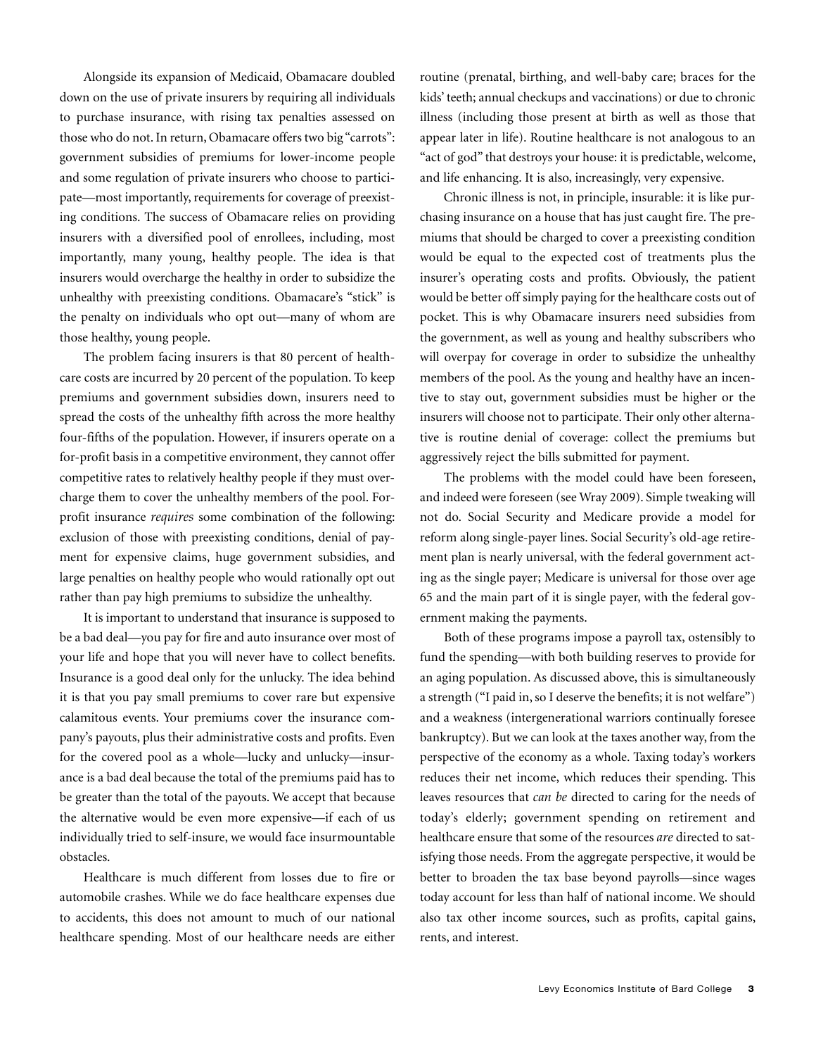Alongside its expansion of Medicaid, Obamacare doubled down on the use of private insurers by requiring all individuals to purchase insurance, with rising tax penalties assessed on those who do not. In return, Obamacare offers two big "carrots": government subsidies of premiums for lower-income people and some regulation of private insurers who choose to participate—most importantly, requirements for coverage of preexisting conditions. The success of Obamacare relies on providing insurers with a diversified pool of enrollees, including, most importantly, many young, healthy people. The idea is that insurers would overcharge the healthy in order to subsidize the unhealthy with preexisting conditions. Obamacare's "stick" is the penalty on individuals who opt out—many of whom are those healthy, young people.

The problem facing insurers is that 80 percent of healthcare costs are incurred by 20 percent of the population. To keep premiums and government subsidies down, insurers need to spread the costs of the unhealthy fifth across the more healthy four-fifths of the population. However, if insurers operate on a for-profit basis in a competitive environment, they cannot offer competitive rates to relatively healthy people if they must overcharge them to cover the unhealthy members of the pool. For-profit insurance *requires* some combination of the following: exclusion of those with preexisting conditions, denial of payment for expensive claims, huge government subsidies, and large penalties on healthy people who would rationally opt out rather than pay high premiums to subsidize the unhealthy.

It is important to understand that insurance is supposed to be a bad deal—you pay for fire and auto insurance over most of your life and hope that you will never have to collect benefits. Insurance is a good deal only for the unlucky. The idea behind it is that you pay small premiums to cover rare but expensive calamitous events. Your premiums cover the insurance company's payouts, plus their administrative costs and profits. Even for the covered pool as a whole—lucky and unlucky—insurance is a bad deal because the total of the premiums paid has to be greater than the total of the payouts. We accept that because the alternative would be even more expensive—if each of us individually tried to self-insure, we would face insurmountable obstacles.

Healthcare is much different from losses due to fire or automobile crashes. While we do face healthcare expenses due to accidents, this does not amount to much of our national healthcare spending. Most of our healthcare needs are either routine (prenatal, birthing, and well-baby care; braces for the kids' teeth; annual checkups and vaccinations) or due to chronic illness (including those present at birth as well as those that appear later in life). Routine healthcare is not analogous to an "act of god" that destroys your house: it is predictable, welcome, and life enhancing. It is also, increasingly, very expensive.

Chronic illness is not, in principle, insurable: it is like purchasing insurance on a house that has just caught fire. The premiums that should be charged to cover a preexisting condition would be equal to the expected cost of treatments plus the insurer's operating costs and profits. Obviously, the patient would be better off simply paying for the healthcare costs out of pocket. This is why Obamacare insurers need subsidies from the government, as well as young and healthy subscribers who will overpay for coverage in order to subsidize the unhealthy members of the pool. As the young and healthy have an incentive to stay out, government subsidies must be higher or the insurers will choose not to participate. Their only other alternative is routine denial of coverage: collect the premiums but aggressively reject the bills submitted for payment.

The problems with the model could have been foreseen, and indeed were foreseen (see Wray 2009). Simple tweaking will not do. Social Security and Medicare provide a model for reform along single-payer lines. Social Security's old-age retirement plan is nearly universal, with the federal government acting as the single payer; Medicare is universal for those over age 65 and the main part of it is single payer, with the federal government making the payments.

Both of these programs impose a payroll tax, ostensibly to fund the spending—with both building reserves to provide for an aging population. As discussed above, this is simultaneously a strength ("I paid in, so I deserve the benefits; it is not welfare") and a weakness (intergenerational warriors continually foresee bankruptcy). But we can look at the taxes another way, from the perspective of the economy as a whole. Taxing today's workers reduces their net income, which reduces their spending. This leaves resources that *can be* directed to caring for the needs of today's elderly; government spending on retirement and healthcare ensure that some of the resources *are* directed to satisfying those needs. From the aggregate perspective, it would be better to broaden the tax base beyond payrolls—since wages today account for less than half of national income. We should also tax other income sources, such as profits, capital gains, rents, and interest.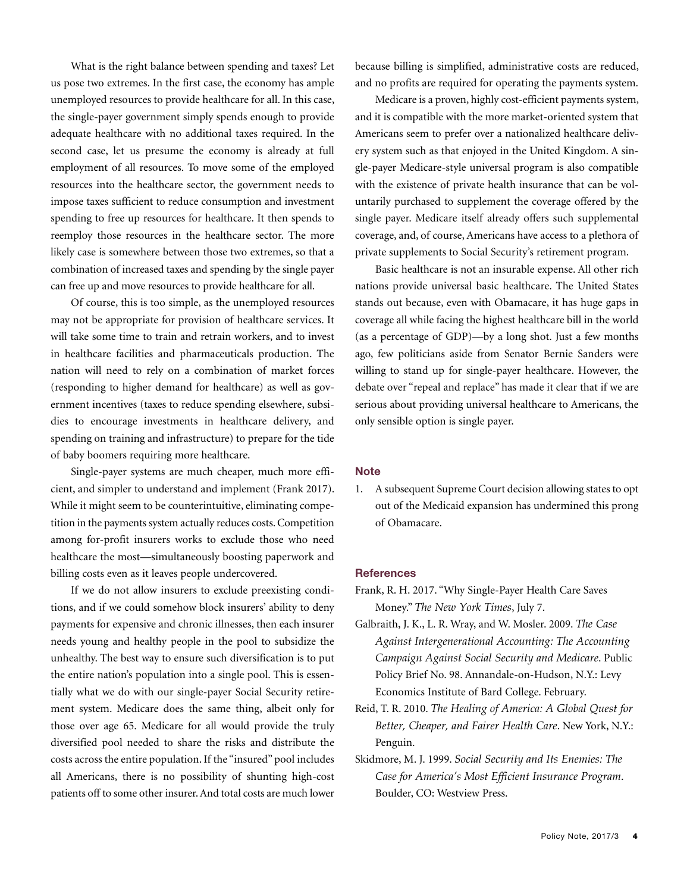What is the right balance between spending and taxes? Let us pose two extremes. In the first case, the economy has ample unemployed resources to provide healthcare for all. In this case, the single-payer government simply spends enough to provide adequate healthcare with no additional taxes required. In the second case, let us presume the economy is already at full employment of all resources. To move some of the employed resources into the healthcare sector, the government needs to impose taxes sufficient to reduce consumption and investment spending to free up resources for healthcare. It then spends to reemploy those resources in the healthcare sector. The more likely case is somewhere between those two extremes, so that a combination of increased taxes and spending by the single payer can free up and move resources to provide healthcare for all.

Of course, this is too simple, as the unemployed resources may not be appropriate for provision of healthcare services. It will take some time to train and retrain workers, and to invest in healthcare facilities and pharmaceuticals production. The nation will need to rely on a combination of market forces (responding to higher demand for healthcare) as well as government incentives (taxes to reduce spending elsewhere, subsidies to encourage investments in healthcare delivery, and spending on training and infrastructure) to prepare for the tide of baby boomers requiring more healthcare.

Single-payer systems are much cheaper, much more efficient, and simpler to understand and implement (Frank 2017). While it might seem to be counterintuitive, eliminating competition in the payments system actually reduces costs. Competition among for-profit insurers works to exclude those who need healthcare the most—simultaneously boosting paperwork and billing costs even as it leaves people undercovered.

If we do not allow insurers to exclude preexisting conditions, and if we could somehow block insurers' ability to deny payments for expensive and chronic illnesses, then each insurer needs young and healthy people in the pool to subsidize the unhealthy. The best way to ensure such diversification is to put the entire nation's population into a single pool. This is essentially what we do with our single-payer Social Security retirement system. Medicare does the same thing, albeit only for those over age 65. Medicare for all would provide the truly diversified pool needed to share the risks and distribute the costs across the entire population. If the "insured" pool includes all Americans, there is no possibility of shunting high-cost patients off to some other insurer. And total costs are much lower because billing is simplified, administrative costs are reduced, and no profits are required for operating the payments system.

Medicare is a proven, highly cost-efficient payments system, and it is compatible with the more market-oriented system that Americans seem to prefer over a nationalized healthcare delivery system such as that enjoyed in the United Kingdom. A single-payer Medicare-style universal program is also compatible with the existence of private health insurance that can be voluntarily purchased to supplement the coverage offered by the single payer. Medicare itself already offers such supplemental coverage, and, of course, Americans have access to a plethora of private supplements to Social Security's retirement program.

Basic healthcare is not an insurable expense. All other rich nations provide universal basic healthcare. The United States stands out because, even with Obamacare, it has huge gaps in coverage all while facing the highest healthcare bill in the world (as a percentage of GDP)—by a long shot. Just a few months ago, few politicians aside from Senator Bernie Sanders were willing to stand up for single-payer healthcare. However, the debate over "repeal and replace" has made it clear that if we are serious about providing universal healthcare to Americans, the only sensible option is single payer.

## Note

1. A subsequent Supreme Court decision allowing states to opt out of the Medicaid expansion has undermined this prong of Obamacare.

## References

Frank, R. H. 2017. "Why Single-Payer Health Care Saves Money." *The New York Times*, July 7.

Galbraith, J. K., L. R. Wray, and W. Mosler. 2009. *The Case Against Intergenerational Accounting: The Accounting Campaign Against Social Security and Medicare*. Public Policy Brief No. 98. Annandale-on-Hudson, N.Y.: Levy Economics Institute of Bard College. February.

Reid, T. R. 2010. *The Healing of America: A Global Quest for Better, Cheaper, and Fairer Health Care*. New York, N.Y.: Penguin.

Skidmore, M. J. 1999. *Social Security and Its Enemies: The Case for America's Most Efficient Insurance Program*. Boulder, CO: Westview Press.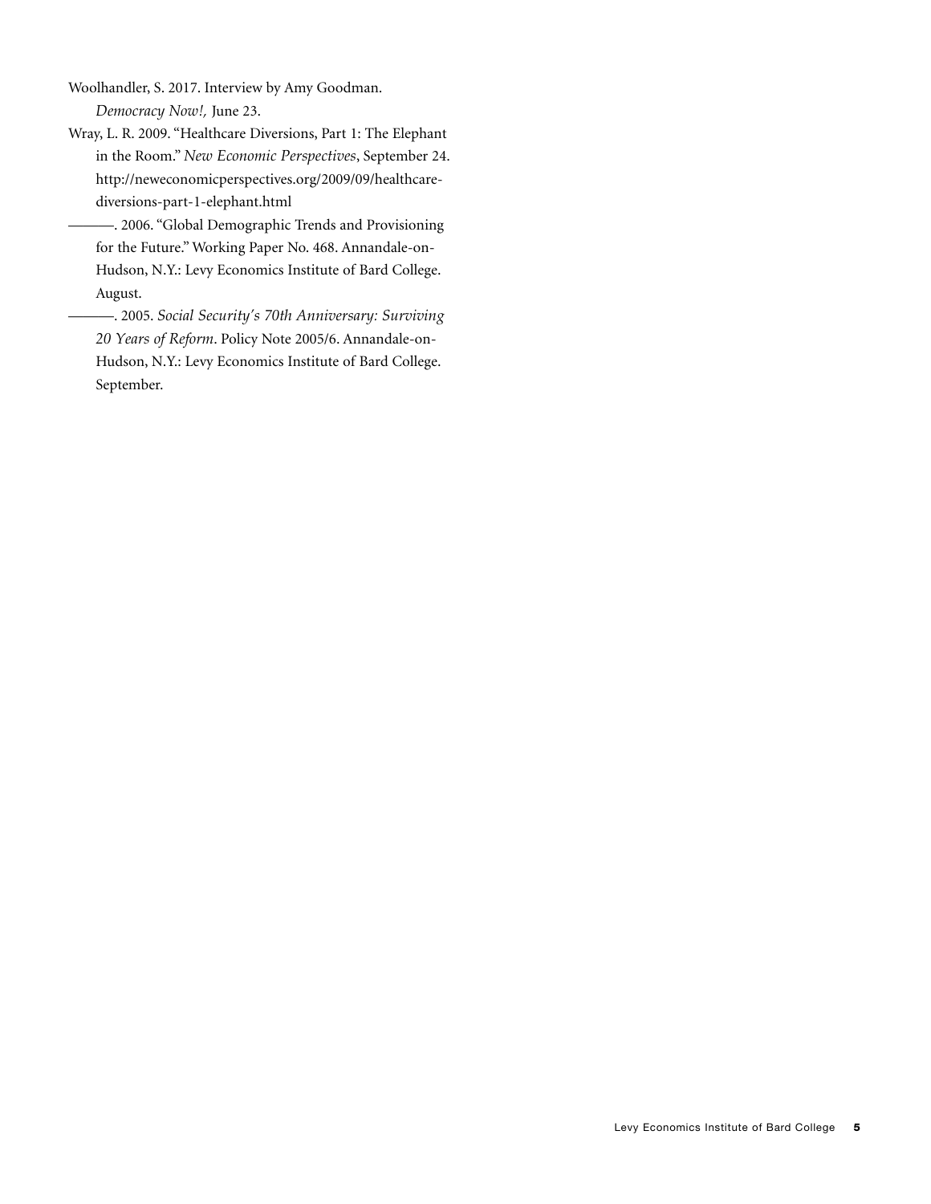Woolhandler, S. 2017. Interview by Amy Goodman. *Democracy Now!,* June 23.

Wray, L. R. 2009. "Healthcare Diversions, Part 1: The Elephant in the Room." *New Economic Perspectives*, September 24. http://neweconomicperspectives.org/2009/09/healthcare-diversions-part-1-elephant.html

———. 2006. "Global Demographic Trends and Provisioning for the Future." Working Paper No. 468. Annandale-on-Hudson, N.Y.: Levy Economics Institute of Bard College. August.

———. 2005. *Social Security's 70th Anniversary: Surviving 20 Years of Reform*. Policy Note 2005/6. Annandale-on-Hudson, N.Y.: Levy Economics Institute of Bard College. September.